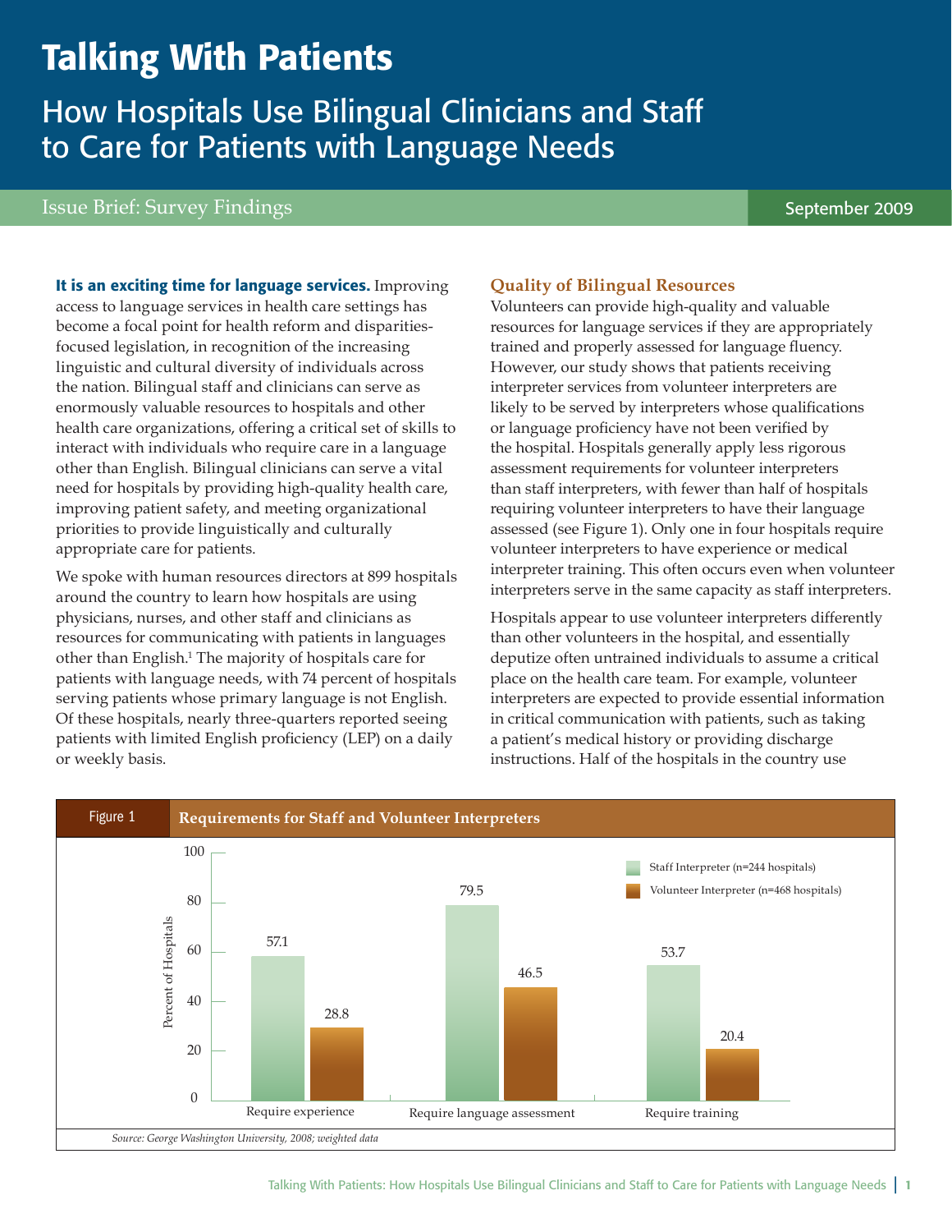# Talking With Patients

## How Hospitals Use Bilingual Clinicians and Staff to Care for Patients with Language Needs

Issue Brief: Survey Findings

September 2009

**It is an exciting time for language services.** Improving access to language services in health care settings has become a focal point for health reform and disparities-focused legislation, in recognition of the increasing linguistic and cultural diversity of individuals across the nation. Bilingual staff and clinicians can serve as enormously valuable resources to hospitals and other health care organizations, offering a critical set of skills to interact with individuals who require care in a language other than English. Bilingual clinicians can serve a vital need for hospitals by providing high-quality health care, improving patient safety, and meeting organizational priorities to provide linguistically and culturally appropriate care for patients.

We spoke with human resources directors at 899 hospitals around the country to learn how hospitals are using physicians, nurses, and other staff and clinicians as resources for communicating with patients in languages other than English.[1] The majority of hospitals care for patients with language needs, with 74 percent of hospitals serving patients whose primary language is not English. Of these hospitals, nearly three-quarters reported seeing patients with limited English proficiency (LEP) on a daily or weekly basis.

### Quality of Bilingual Resources

Volunteers can provide high-quality and valuable resources for language services if they are appropriately trained and properly assessed for language fluency. However, our study shows that patients receiving interpreter services from volunteer interpreters are likely to be served by interpreters whose qualifications or language proficiency have not been verified by the hospital. Hospitals generally apply less rigorous assessment requirements for volunteer interpreters than staff interpreters, with fewer than half of hospitals requiring volunteer interpreters to have their language assessed (see Figure 1). Only one in four hospitals require volunteer interpreters to have experience or medical interpreter training. This often occurs even when volunteer interpreters serve in the same capacity as staff interpreters.

Hospitals appear to use volunteer interpreters differently than other volunteers in the hospital, and essentially deputize often untrained individuals to assume a critical place on the health care team. For example, volunteer interpreters are expected to provide essential information in critical communication with patients, such as taking a patient's medical history or providing discharge instructions. Half of the hospitals in the country use

**Figure 1 Requirements for Staff and Volunteer Interpreters**

| Percent of Hospitals | Staff Interpreter (n=244 hospitals) | Volunteer Interpreter (n=468 hospitals) |
|---|---|---|
| Require experience | 57.1 | 28.8 |
| Require language assessment | 79.5 | 46.5 |
| Require training | 53.7 | 20.4 |

*Source: George Washington University, 2008; weighted data*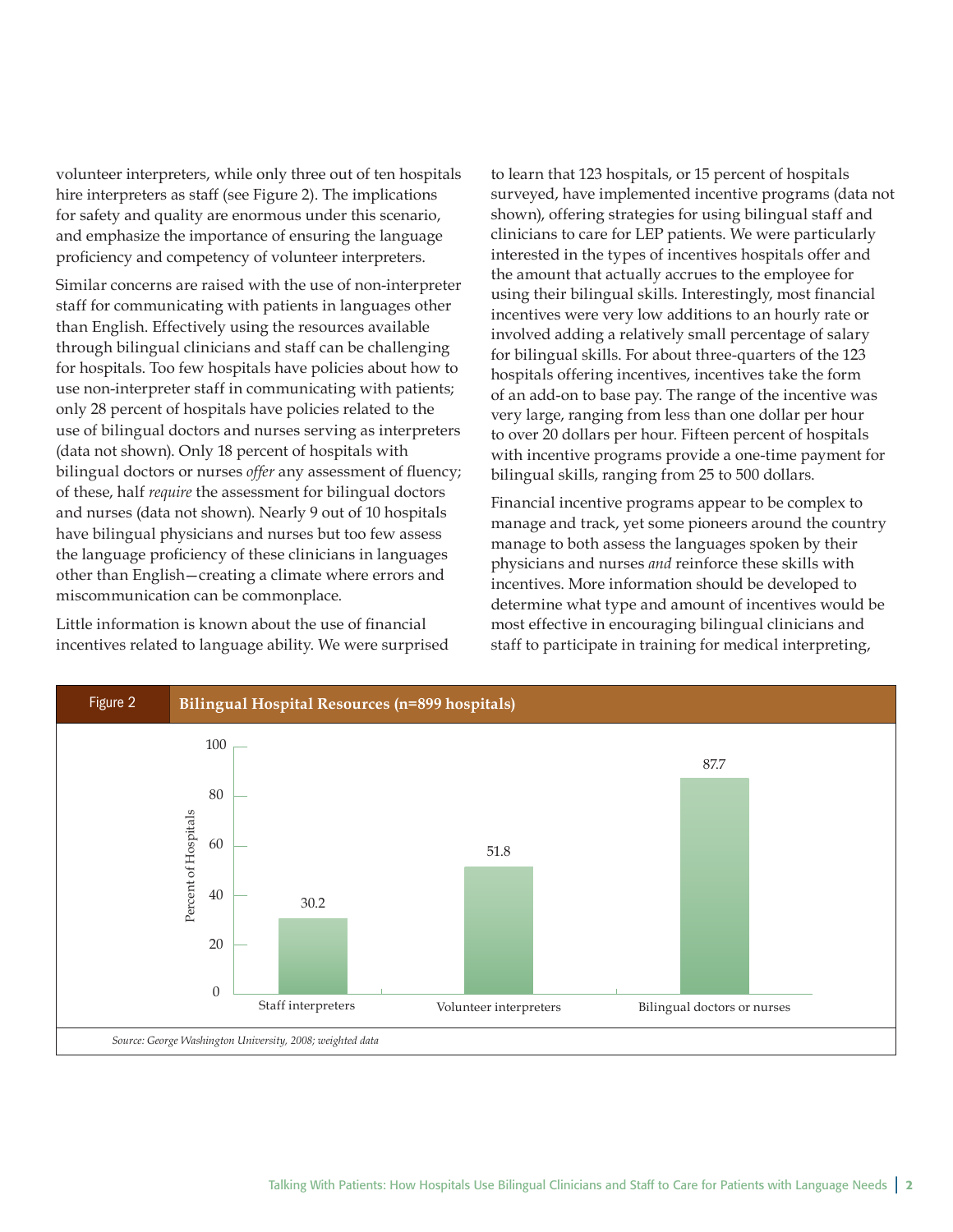volunteer interpreters, while only three out of ten hospitals hire interpreters as staff (see Figure 2). The implications for safety and quality are enormous under this scenario, and emphasize the importance of ensuring the language proficiency and competency of volunteer interpreters.

Similar concerns are raised with the use of non-interpreter staff for communicating with patients in languages other than English. Effectively using the resources available through bilingual clinicians and staff can be challenging for hospitals. Too few hospitals have policies about how to use non-interpreter staff in communicating with patients; only 28 percent of hospitals have policies related to the use of bilingual doctors and nurses serving as interpreters (data not shown). Only 18 percent of hospitals with bilingual doctors or nurses *offer* any assessment of fluency; of these, half *require* the assessment for bilingual doctors and nurses (data not shown). Nearly 9 out of 10 hospitals have bilingual physicians and nurses but too few assess the language proficiency of these clinicians in languages other than English—creating a climate where errors and miscommunication can be commonplace.

Little information is known about the use of financial incentives related to language ability. We were surprised to learn that 123 hospitals, or 15 percent of hospitals surveyed, have implemented incentive programs (data not shown), offering strategies for using bilingual staff and clinicians to care for LEP patients. We were particularly interested in the types of incentives hospitals offer and the amount that actually accrues to the employee for using their bilingual skills. Interestingly, most financial incentives were very low additions to an hourly rate or involved adding a relatively small percentage of salary for bilingual skills. For about three-quarters of the 123 hospitals offering incentives, incentives take the form of an add-on to base pay. The range of the incentive was very large, ranging from less than one dollar per hour to over 20 dollars per hour. Fifteen percent of hospitals with incentive programs provide a one-time payment for bilingual skills, ranging from 25 to 500 dollars.

Financial incentive programs appear to be complex to manage and track, yet some pioneers around the country manage to both assess the languages spoken by their physicians and nurses *and* reinforce these skills with incentives. More information should be developed to determine what type and amount of incentives would be most effective in encouraging bilingual clinicians and staff to participate in training for medical interpreting,

**Figure 2 Bilingual Hospital Resources (n=899 hospitals)**

| | Percent of Hospitals |
|---|---|
| Staff interpreters | 30.2 |
| Volunteer interpreters | 51.8 |
| Bilingual doctors or nurses | 87.7 |

*Source: George Washington University, 2008; weighted data*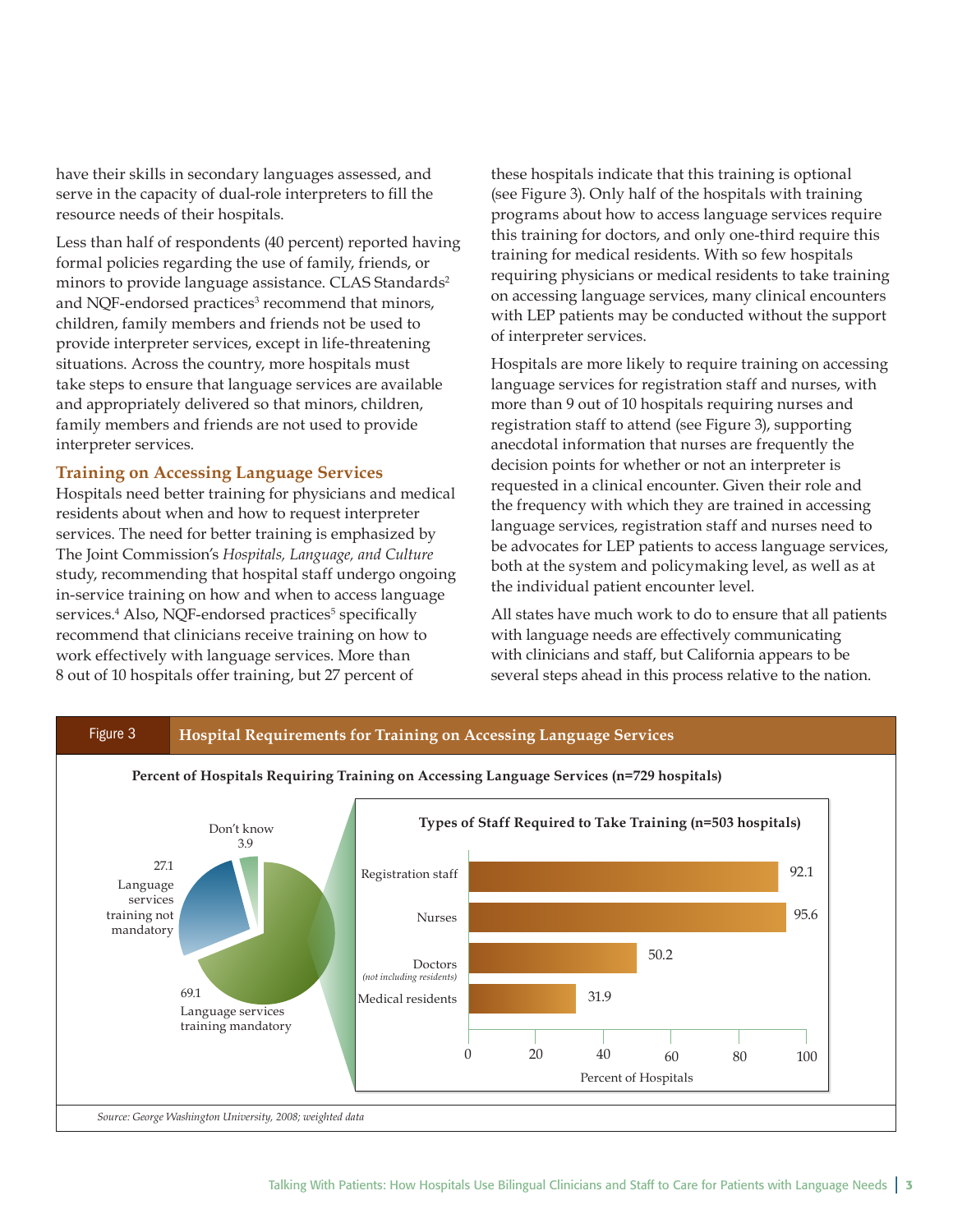have their skills in secondary languages assessed, and serve in the capacity of dual-role interpreters to fill the resource needs of their hospitals.

Less than half of respondents (40 percent) reported having formal policies regarding the use of family, friends, or minors to provide language assistance. CLAS Standards[2] and NQF-endorsed practices[3] recommend that minors, children, family members and friends not be used to provide interpreter services, except in life-threatening situations. Across the country, more hospitals must take steps to ensure that language services are available and appropriately delivered so that minors, children, family members and friends are not used to provide interpreter services.

### Training on Accessing Language Services

Hospitals need better training for physicians and medical residents about when and how to request interpreter services. The need for better training is emphasized by The Joint Commission's *Hospitals, Language, and Culture* study, recommending that hospital staff undergo ongoing in-service training on how and when to access language services.[4] Also, NQF-endorsed practices[5] specifically recommend that clinicians receive training on how to work effectively with language services. More than 8 out of 10 hospitals offer training, but 27 percent of these hospitals indicate that this training is optional (see Figure 3). Only half of the hospitals with training programs about how to access language services require this training for doctors, and only one-third require this training for medical residents. With so few hospitals requiring physicians or medical residents to take training on accessing language services, many clinical encounters with LEP patients may be conducted without the support of interpreter services.

Hospitals are more likely to require training on accessing language services for registration staff and nurses, with more than 9 out of 10 hospitals requiring nurses and registration staff to attend (see Figure 3), supporting anecdotal information that nurses are frequently the decision points for whether or not an interpreter is requested in a clinical encounter. Given their role and the frequency with which they are trained in accessing language services, registration staff and nurses need to be advocates for LEP patients to access language services, both at the system and policymaking level, as well as at the individual patient encounter level.

All states have much work to do to ensure that all patients with language needs are effectively communicating with clinicians and staff, but California appears to be several steps ahead in this process relative to the nation.

**Figure 3 Hospital Requirements for Training on Accessing Language Services**

**Percent of Hospitals Requiring Training on Accessing Language Services (n=729 hospitals)**

| Response | Percent |
|---|---|
| Language services training mandatory | 69.1 |
| Language services training not mandatory | 27.1 |
| Don't know | 3.9 |

**Types of Staff Required to Take Training (n=503 hospitals)**

| Staff type | Percent of Hospitals |
|---|---|
| Registration staff | 92.1 |
| Nurses | 95.6 |
| Doctors *(not including residents)* | 50.2 |
| Medical residents | 31.9 |

*Source: George Washington University, 2008; weighted data*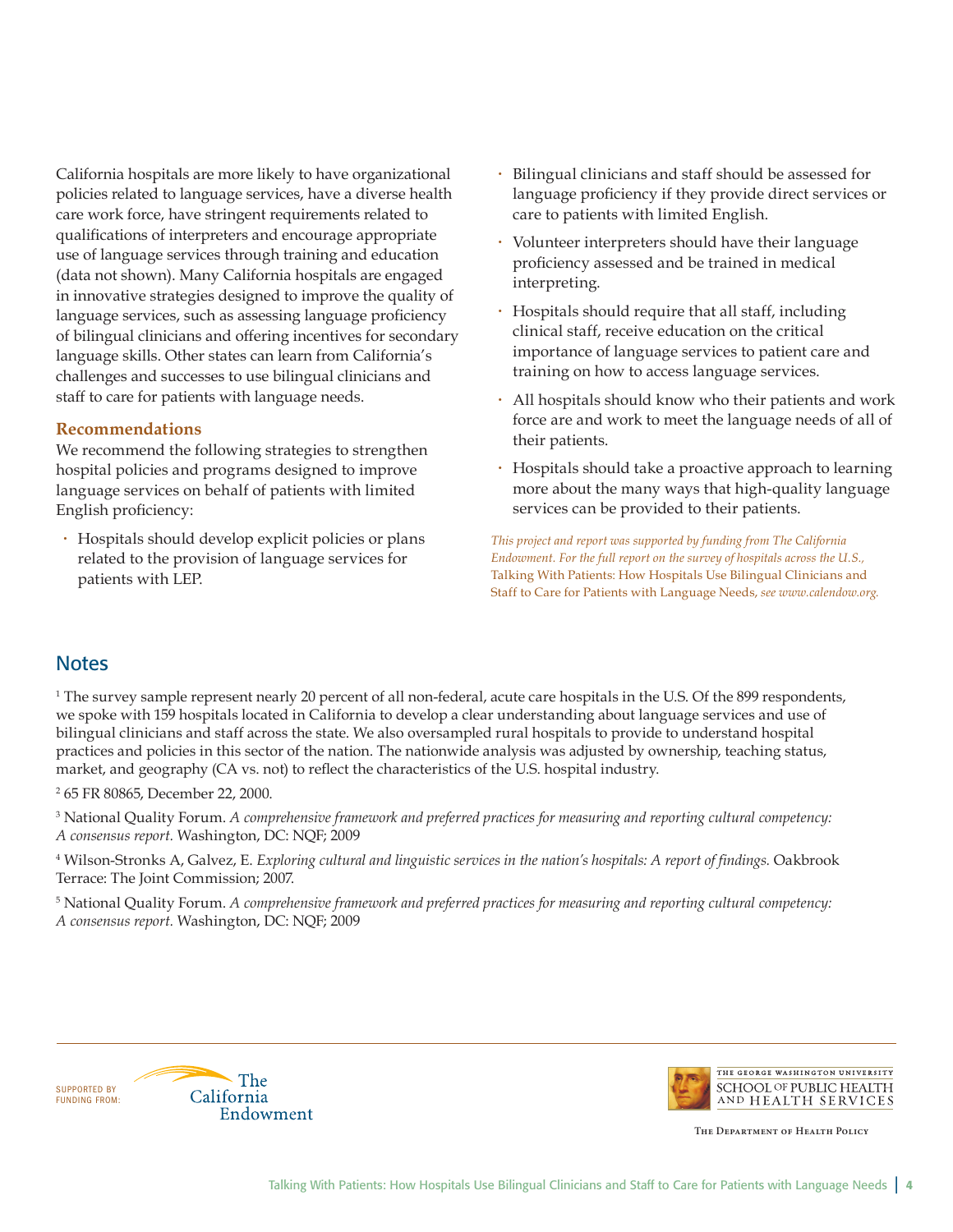California hospitals are more likely to have organizational policies related to language services, have a diverse health care work force, have stringent requirements related to qualifications of interpreters and encourage appropriate use of language services through training and education (data not shown). Many California hospitals are engaged in innovative strategies designed to improve the quality of language services, such as assessing language proficiency of bilingual clinicians and offering incentives for secondary language skills. Other states can learn from California's challenges and successes to use bilingual clinicians and staff to care for patients with language needs.

### Recommendations

We recommend the following strategies to strengthen hospital policies and programs designed to improve language services on behalf of patients with limited English proficiency:

- Hospitals should develop explicit policies or plans related to the provision of language services for patients with LEP.
- Bilingual clinicians and staff should be assessed for language proficiency if they provide direct services or care to patients with limited English.
- Volunteer interpreters should have their language proficiency assessed and be trained in medical interpreting.
- Hospitals should require that all staff, including clinical staff, receive education on the critical importance of language services to patient care and training on how to access language services.
- All hospitals should know who their patients and work force are and work to meet the language needs of all of their patients.
- Hospitals should take a proactive approach to learning more about the many ways that high-quality language services can be provided to their patients.

*This project and report was supported by funding from The California Endowment. For the full report on the survey of hospitals across the U.S.,* Talking With Patients: How Hospitals Use Bilingual Clinicians and Staff to Care for Patients with Language Needs, *see www.calendow.org.*

## Notes

[1] The survey sample represent nearly 20 percent of all non-federal, acute care hospitals in the U.S. Of the 899 respondents, we spoke with 159 hospitals located in California to develop a clear understanding about language services and use of bilingual clinicians and staff across the state. We also oversampled rural hospitals to provide to understand hospital practices and policies in this sector of the nation. The nationwide analysis was adjusted by ownership, teaching status, market, and geography (CA vs. not) to reflect the characteristics of the U.S. hospital industry.

[2] 65 FR 80865, December 22, 2000.

[3] National Quality Forum. *A comprehensive framework and preferred practices for measuring and reporting cultural competency: A consensus report.* Washington, DC: NQF; 2009

[4] Wilson-Stronks A, Galvez, E. *Exploring cultural and linguistic services in the nation's hospitals: A report of findings.* Oakbrook Terrace: The Joint Commission; 2007.

[5] National Quality Forum. *A comprehensive framework and preferred practices for measuring and reporting cultural competency: A consensus report.* Washington, DC: NQF; 2009

SUPPORTED BY FUNDING FROM: The California Endowment

THE GEORGE WASHINGTON UNIVERSITY SCHOOL OF PUBLIC HEALTH AND HEALTH SERVICES

The Department of Health Policy